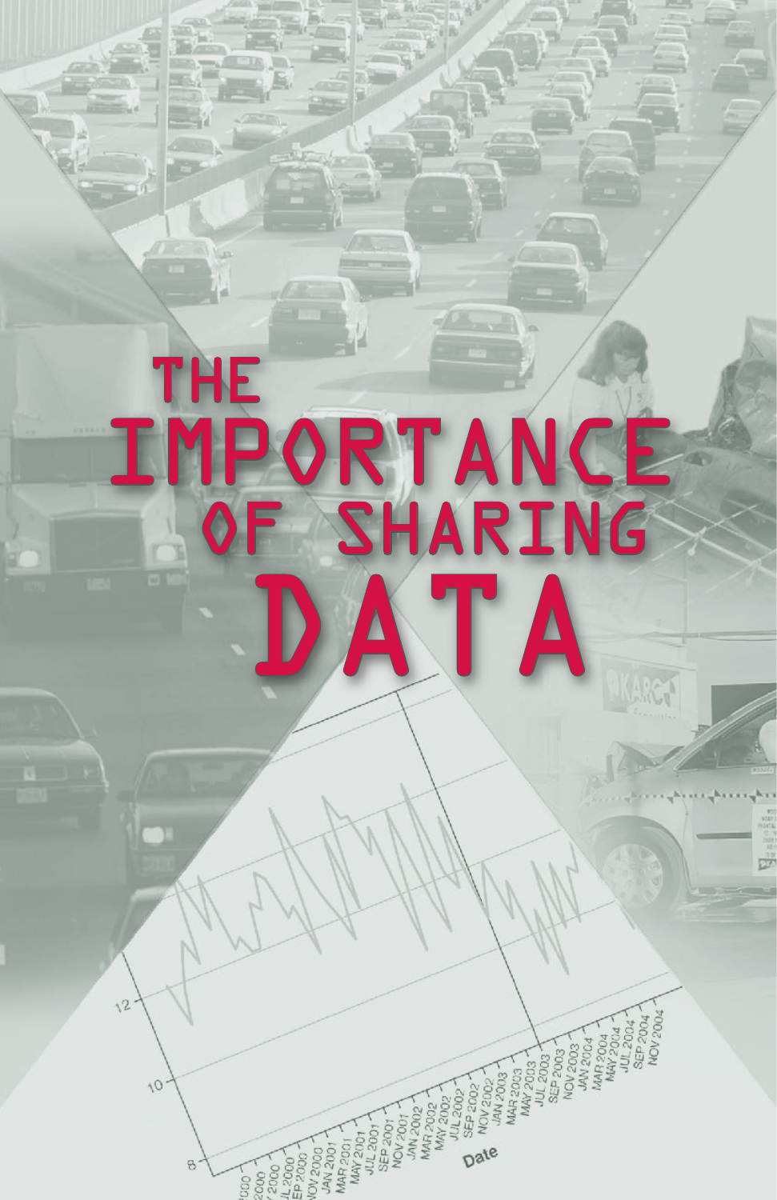# THE IMPORTANCE OF SHARING DATA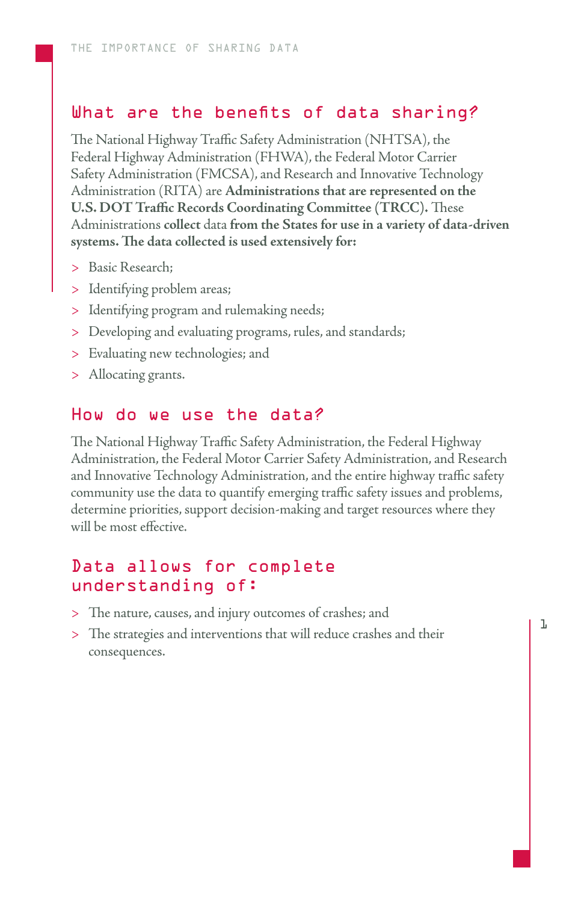## What are the benefits of data sharing?

The National Highway Traffic Safety Administration (NHTSA), the Federal Highway Administration (FHWA), the Federal Motor Carrier Safety Administration (FMCSA), and Research and Innovative Technology Administration (RITA) are **Administrations that are represented on the U.S. DOT Traffic Records Coordinating Committee (TRCC).** These Administrations **collect** data **from the States for use in a variety of data-driven systems. The data collected is used extensively for:**

- Basic Research;
- Identifying problem areas;
- Identifying program and rulemaking needs;
- Developing and evaluating programs, rules, and standards;
- Evaluating new technologies; and
- Allocating grants.

## How do we use the data?

The National Highway Traffic Safety Administration, the Federal Highway Administration, the Federal Motor Carrier Safety Administration, and Research and Innovative Technology Administration, and the entire highway traffic safety community use the data to quantify emerging traffic safety issues and problems, determine priorities, support decision-making and target resources where they will be most effective.

## Data allows for complete understanding of:

- The nature, causes, and injury outcomes of crashes; and
- The strategies and interventions that will reduce crashes and their consequences.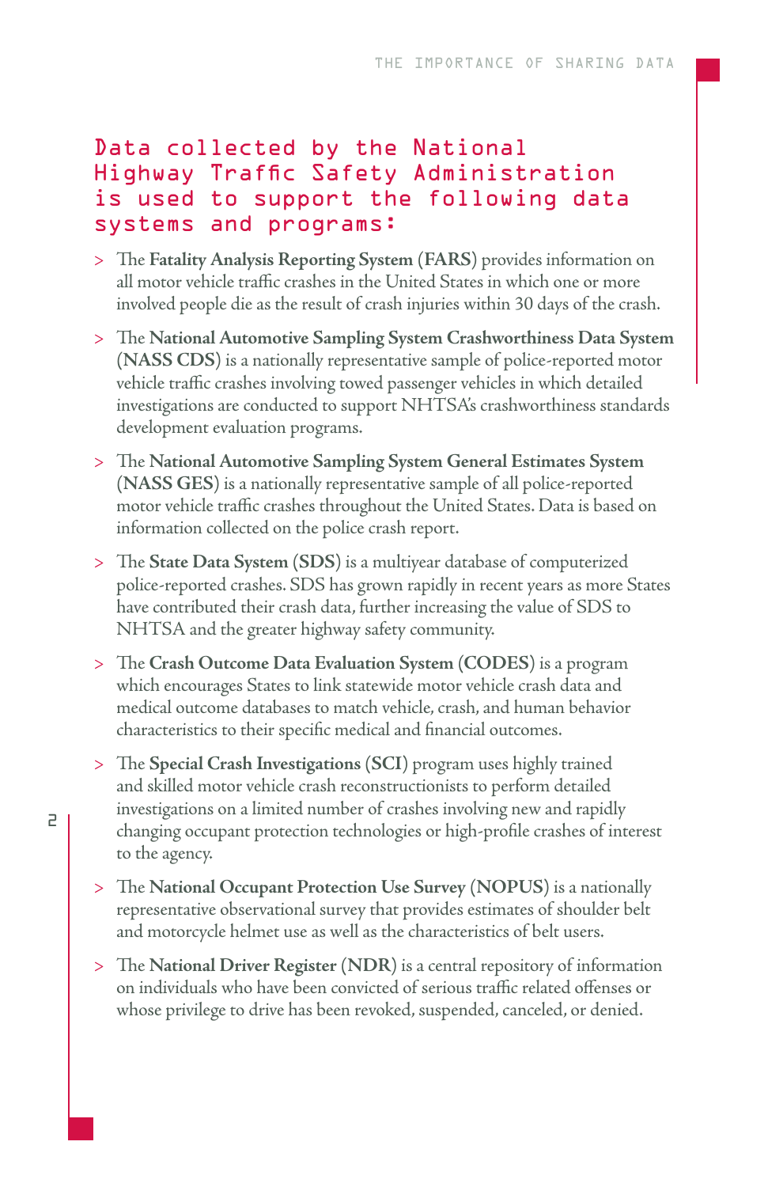## Data collected by the National Highway Traffic Safety Administration is used to support the following data systems and programs:

- The **Fatality Analysis Reporting System** (**FARS**) provides information on all motor vehicle traffic crashes in the United States in which one or more involved people die as the result of crash injuries within 30 days of the crash.
- The **National Automotive Sampling System Crashworthiness Data System** (**NASS CDS**) is a nationally representative sample of police-reported motor vehicle traffic crashes involving towed passenger vehicles in which detailed investigations are conducted to support NHTSA's crashworthiness standards development evaluation programs.
- The **National Automotive Sampling System General Estimates System** (**NASS GES**) is a nationally representative sample of all police-reported motor vehicle traffic crashes throughout the United States. Data is based on information collected on the police crash report.
- The **State Data System** (**SDS**) is a multiyear database of computerized police-reported crashes. SDS has grown rapidly in recent years as more States have contributed their crash data, further increasing the value of SDS to NHTSA and the greater highway safety community.
- The **Crash Outcome Data Evaluation System** (**CODES**) is a program which encourages States to link statewide motor vehicle crash data and medical outcome databases to match vehicle, crash, and human behavior characteristics to their specific medical and financial outcomes.
- The **Special Crash Investigations** (**SCI**) program uses highly trained and skilled motor vehicle crash reconstructionists to perform detailed investigations on a limited number of crashes involving new and rapidly changing occupant protection technologies or high-profile crashes of interest to the agency.
- The **National Occupant Protection Use Survey** (**NOPUS**) is a nationally representative observational survey that provides estimates of shoulder belt and motorcycle helmet use as well as the characteristics of belt users.
- The **National Driver Register** (**NDR**) is a central repository of information on individuals who have been convicted of serious traffic related offenses or whose privilege to drive has been revoked, suspended, canceled, or denied.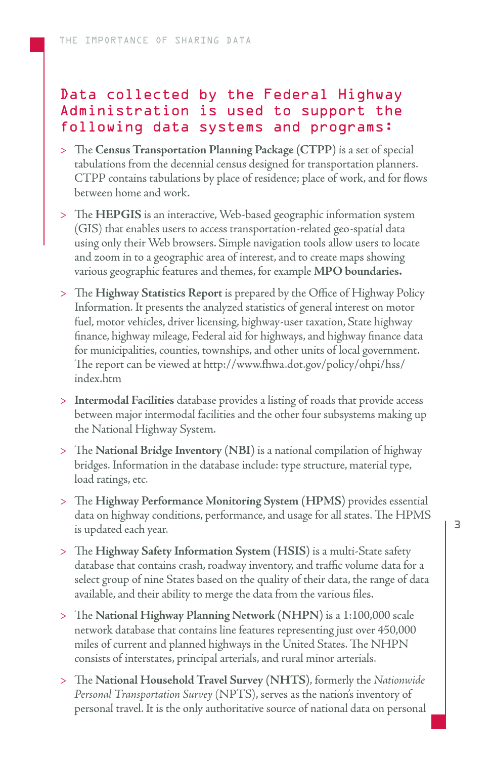## Data collected by the Federal Highway Administration is used to support the following data systems and programs:

- The **Census Transportation Planning Package (CTPP)** is a set of special tabulations from the decennial census designed for transportation planners. CTPP contains tabulations by place of residence; place of work, and for flows between home and work.
- The **HEPGIS** is an interactive, Web-based geographic information system (GIS) that enables users to access transportation-related geo-spatial data using only their Web browsers. Simple navigation tools allow users to locate and zoom in to a geographic area of interest, and to create maps showing various geographic features and themes, for example **MPO boundaries.**
- The **Highway Statistics Report** is prepared by the Office of Highway Policy Information. It presents the analyzed statistics of general interest on motor fuel, motor vehicles, driver licensing, highway-user taxation, State highway finance, highway mileage, Federal aid for highways, and highway finance data for municipalities, counties, townships, and other units of local government. The report can be viewed at http://www.fhwa.dot.gov/policy/ohpi/hss/index.htm
- **Intermodal Facilities** database provides a listing of roads that provide access between major intermodal facilities and the other four subsystems making up the National Highway System.
- The **National Bridge Inventory (NBI)** is a national compilation of highway bridges. Information in the database include: type structure, material type, load ratings, etc.
- The **Highway Performance Monitoring System (HPMS)** provides essential data on highway conditions, performance, and usage for all states. The HPMS is updated each year.
- The **Highway Safety Information System (HSIS)** is a multi-State safety database that contains crash, roadway inventory, and traffic volume data for a select group of nine States based on the quality of their data, the range of data available, and their ability to merge the data from the various files.
- The **National Highway Planning Network (NHPN)** is a 1:100,000 scale network database that contains line features representing just over 450,000 miles of current and planned highways in the United States. The NHPN consists of interstates, principal arterials, and rural minor arterials.
- The **National Household Travel Survey (NHTS)**, formerly the *Nationwide Personal Transportation Survey* (NPTS), serves as the nation's inventory of personal travel. It is the only authoritative source of national data on personal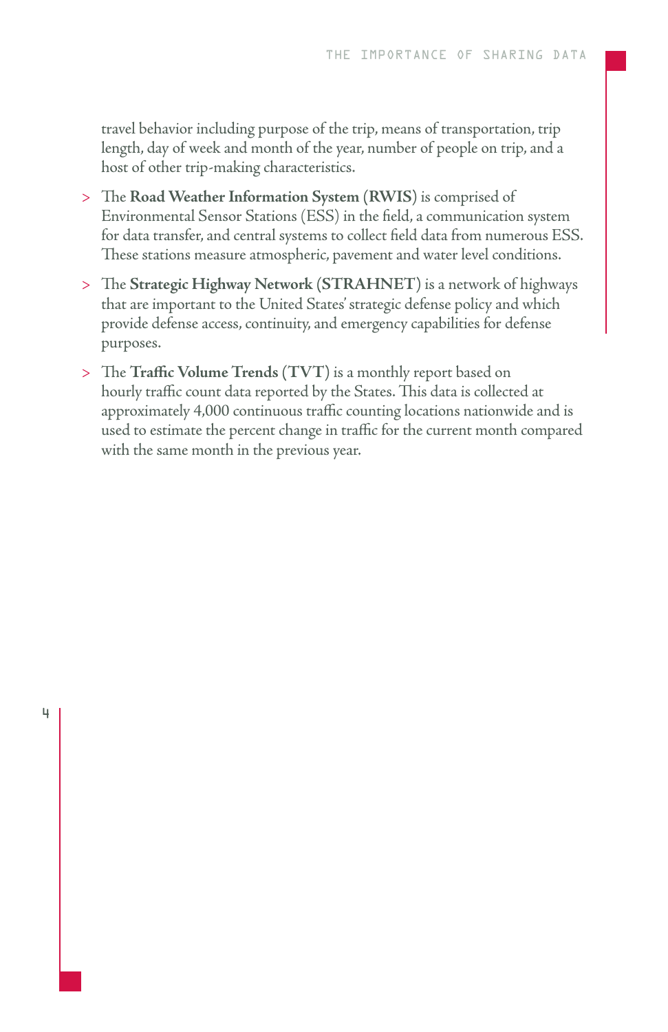travel behavior including purpose of the trip, means of transportation, trip length, day of week and month of the year, number of people on trip, and a host of other trip-making characteristics.

- The **Road Weather Information System** (**RWIS**) is comprised of Environmental Sensor Stations (ESS) in the field, a communication system for data transfer, and central systems to collect field data from numerous ESS. These stations measure atmospheric, pavement and water level conditions.
- The **Strategic Highway Network** (**STRAHNET**) is a network of highways that are important to the United States' strategic defense policy and which provide defense access, continuity, and emergency capabilities for defense purposes.
- The **Traffic Volume Trends** (**TVT**) is a monthly report based on hourly traffic count data reported by the States. This data is collected at approximately 4,000 continuous traffic counting locations nationwide and is used to estimate the percent change in traffic for the current month compared with the same month in the previous year.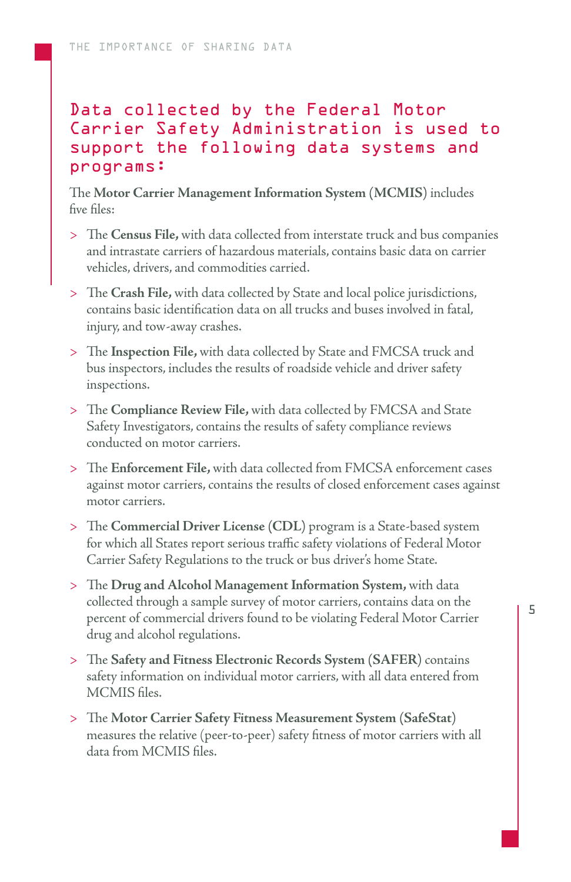## Data collected by the Federal Motor Carrier Safety Administration is used to support the following data systems and programs:

The **Motor Carrier Management Information System** (**MCMIS**) includes five files:

- The **Census File,** with data collected from interstate truck and bus companies and intrastate carriers of hazardous materials, contains basic data on carrier vehicles, drivers, and commodities carried.
- The **Crash File,** with data collected by State and local police jurisdictions, contains basic identification data on all trucks and buses involved in fatal, injury, and tow-away crashes.
- The **Inspection File,** with data collected by State and FMCSA truck and bus inspectors, includes the results of roadside vehicle and driver safety inspections.
- The **Compliance Review File,** with data collected by FMCSA and State Safety Investigators, contains the results of safety compliance reviews conducted on motor carriers.
- The **Enforcement File,** with data collected from FMCSA enforcement cases against motor carriers, contains the results of closed enforcement cases against motor carriers.
- The **Commercial Driver License** (**CDL**) program is a State-based system for which all States report serious traffic safety violations of Federal Motor Carrier Safety Regulations to the truck or bus driver's home State.
- The **Drug and Alcohol Management Information System,** with data collected through a sample survey of motor carriers, contains data on the percent of commercial drivers found to be violating Federal Motor Carrier drug and alcohol regulations.
- The **Safety and Fitness Electronic Records System** (**SAFER**) contains safety information on individual motor carriers, with all data entered from MCMIS files.
- The **Motor Carrier Safety Fitness Measurement System** (**SafeStat**) measures the relative (peer-to-peer) safety fitness of motor carriers with all data from MCMIS files.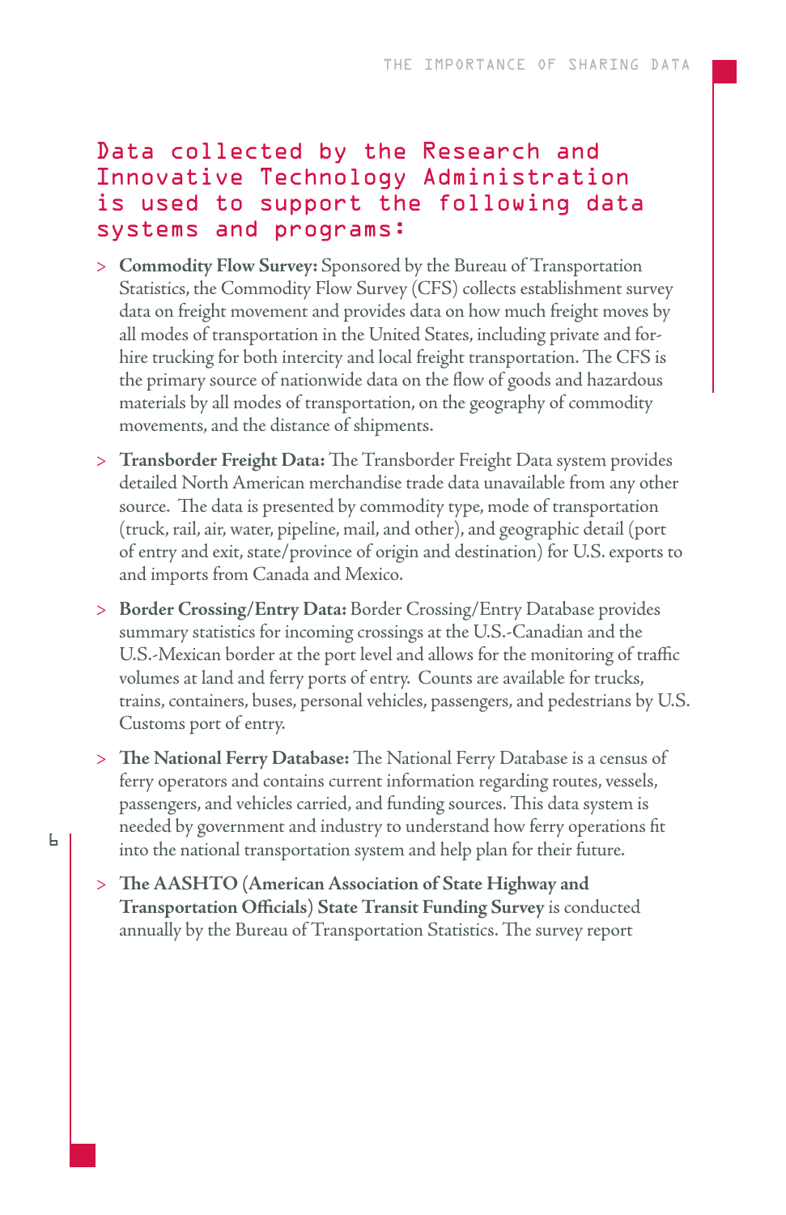## Data collected by the Research and Innovative Technology Administration is used to support the following data systems and programs:

- **Commodity Flow Survey:** Sponsored by the Bureau of Transportation Statistics, the Commodity Flow Survey (CFS) collects establishment survey data on freight movement and provides data on how much freight moves by all modes of transportation in the United States, including private and for-hire trucking for both intercity and local freight transportation. The CFS is the primary source of nationwide data on the flow of goods and hazardous materials by all modes of transportation, on the geography of commodity movements, and the distance of shipments.
- **Transborder Freight Data:** The Transborder Freight Data system provides detailed North American merchandise trade data unavailable from any other source. The data is presented by commodity type, mode of transportation (truck, rail, air, water, pipeline, mail, and other), and geographic detail (port of entry and exit, state/province of origin and destination) for U.S. exports to and imports from Canada and Mexico.
- **Border Crossing/Entry Data:** Border Crossing/Entry Database provides summary statistics for incoming crossings at the U.S.-Canadian and the U.S.-Mexican border at the port level and allows for the monitoring of traffic volumes at land and ferry ports of entry. Counts are available for trucks, trains, containers, buses, personal vehicles, passengers, and pedestrians by U.S. Customs port of entry.
- **The National Ferry Database:** The National Ferry Database is a census of ferry operators and contains current information regarding routes, vessels, passengers, and vehicles carried, and funding sources. This data system is needed by government and industry to understand how ferry operations fit into the national transportation system and help plan for their future.
- **The AASHTO (American Association of State Highway and Transportation Officials) State Transit Funding Survey** is conducted annually by the Bureau of Transportation Statistics. The survey report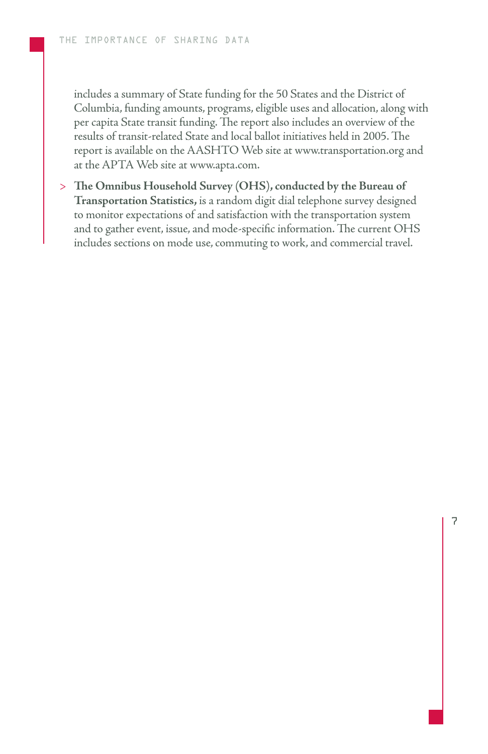includes a summary of State funding for the 50 States and the District of Columbia, funding amounts, programs, eligible uses and allocation, along with per capita State transit funding. The report also includes an overview of the results of transit-related State and local ballot initiatives held in 2005. The report is available on the AASHTO Web site at www.transportation.org and at the APTA Web site at www.apta.com.

- **The Omnibus Household Survey** (OHS), **conducted by the Bureau of Transportation Statistics,** is a random digit dial telephone survey designed to monitor expectations of and satisfaction with the transportation system and to gather event, issue, and mode-specific information. The current OHS includes sections on mode use, commuting to work, and commercial travel.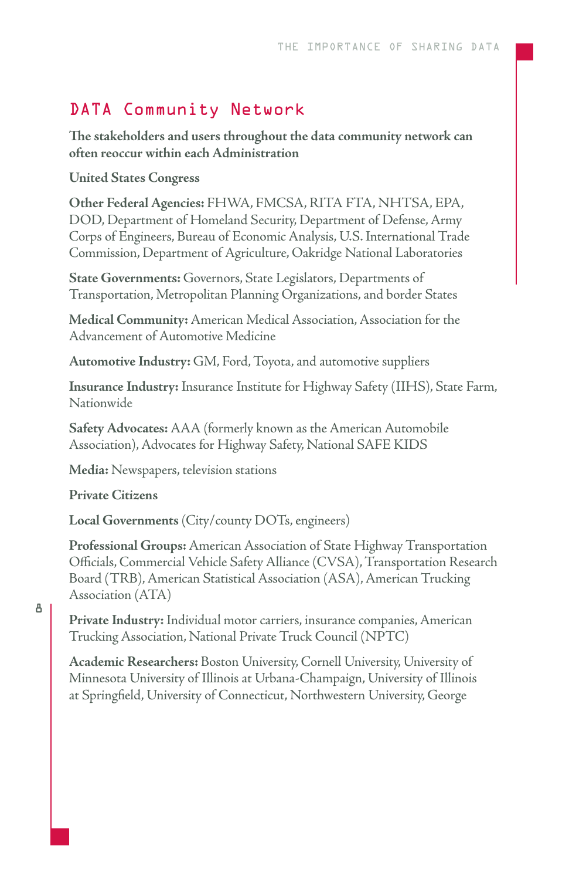## DATA Community Network

**The stakeholders and users throughout the data community network can often reoccur within each Administration**

**United States Congress**

**Other Federal Agencies:** FHWA, FMCSA, RITA FTA, NHTSA, EPA, DOD, Department of Homeland Security, Department of Defense, Army Corps of Engineers, Bureau of Economic Analysis, U.S. International Trade Commission, Department of Agriculture, Oakridge National Laboratories

**State Governments:** Governors, State Legislators, Departments of Transportation, Metropolitan Planning Organizations, and border States

**Medical Community:** American Medical Association, Association for the Advancement of Automotive Medicine

**Automotive Industry:** GM, Ford, Toyota, and automotive suppliers

**Insurance Industry:** Insurance Institute for Highway Safety (IIHS), State Farm, Nationwide

**Safety Advocates:** AAA (formerly known as the American Automobile Association), Advocates for Highway Safety, National SAFE KIDS

**Media:** Newspapers, television stations

**Private Citizens**

**Local Governments** (City/county DOTs, engineers)

**Professional Groups:** American Association of State Highway Transportation Officials, Commercial Vehicle Safety Alliance (CVSA), Transportation Research Board (TRB), American Statistical Association (ASA), American Trucking Association (ATA)

**Private Industry:** Individual motor carriers, insurance companies, American Trucking Association, National Private Truck Council (NPTC)

**Academic Researchers:** Boston University, Cornell University, University of Minnesota University of Illinois at Urbana-Champaign, University of Illinois at Springfield, University of Connecticut, Northwestern University, George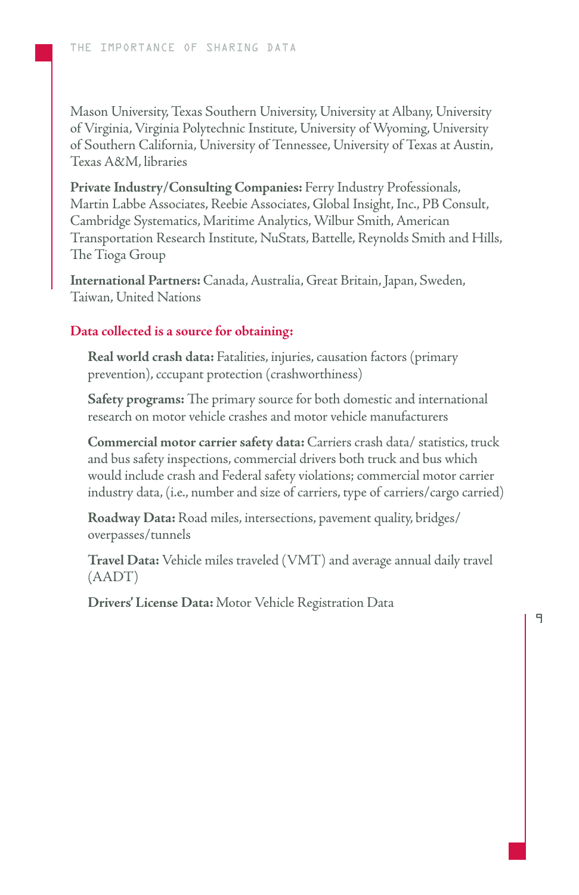Mason University, Texas Southern University, University at Albany, University of Virginia, Virginia Polytechnic Institute, University of Wyoming, University of Southern California, University of Tennessee, University of Texas at Austin, Texas A&M, libraries

**Private Industry/Consulting Companies:** Ferry Industry Professionals, Martin Labbe Associates, Reebie Associates, Global Insight, Inc., PB Consult, Cambridge Systematics, Maritime Analytics, Wilbur Smith, American Transportation Research Institute, NuStats, Battelle, Reynolds Smith and Hills, The Tioga Group

**International Partners:** Canada, Australia, Great Britain, Japan, Sweden, Taiwan, United Nations

**Data collected is a source for obtaining:**

**Real world crash data:** Fatalities, injuries, causation factors (primary prevention), cccupant protection (crashworthiness)

**Safety programs:** The primary source for both domestic and international research on motor vehicle crashes and motor vehicle manufacturers

**Commercial motor carrier safety data:** Carriers crash data/ statistics, truck and bus safety inspections, commercial drivers both truck and bus which would include crash and Federal safety violations; commercial motor carrier industry data, (i.e., number and size of carriers, type of carriers/cargo carried)

**Roadway Data:** Road miles, intersections, pavement quality, bridges/overpasses/tunnels

**Travel Data:** Vehicle miles traveled (VMT) and average annual daily travel (AADT)

**Drivers' License Data:** Motor Vehicle Registration Data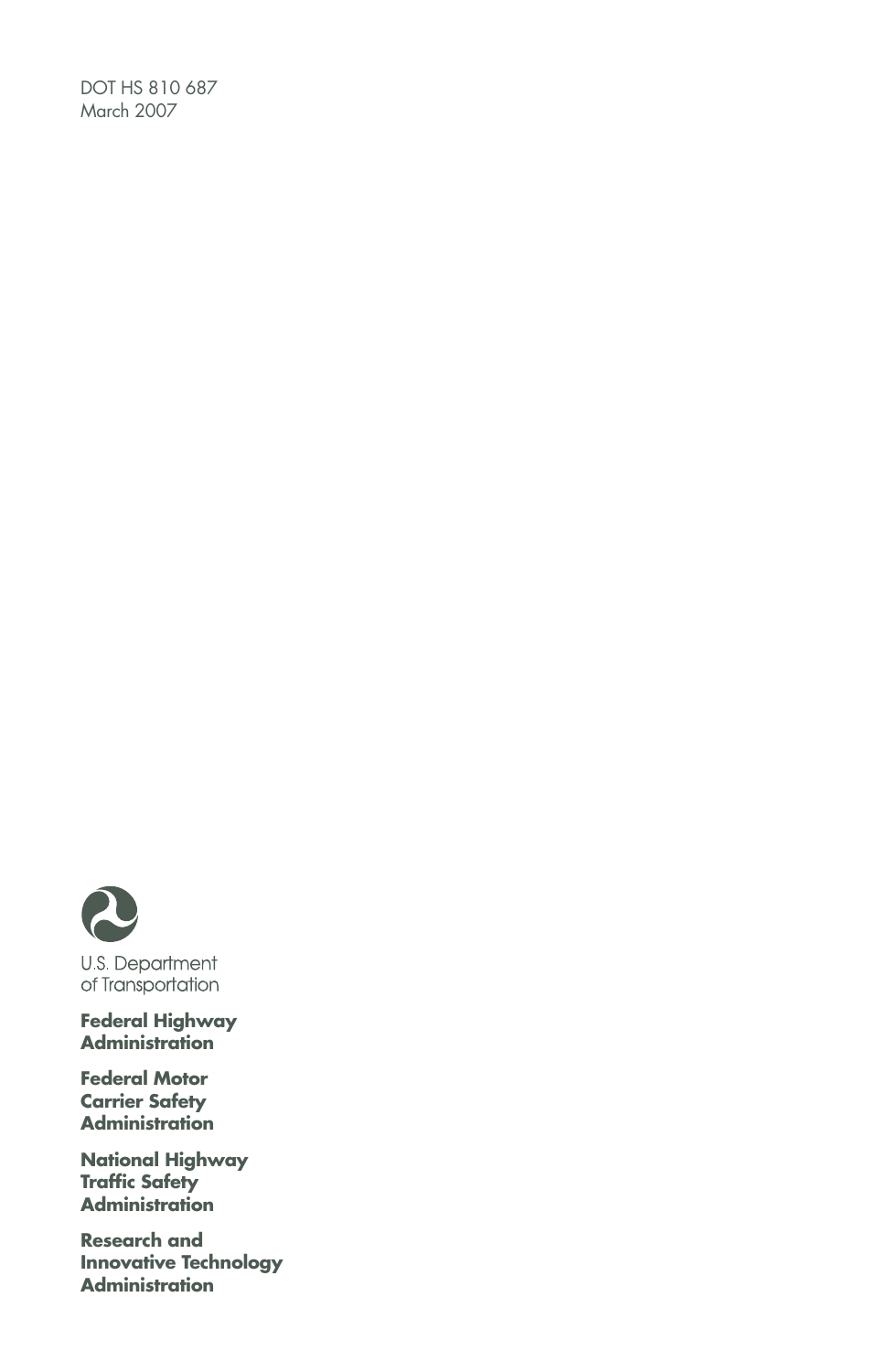DOT HS 810 687
March 2007

U.S. Department of Transportation

**Federal Highway Administration**

**Federal Motor Carrier Safety Administration**

**National Highway Traffic Safety Administration**

**Research and Innovative Technology Administration**